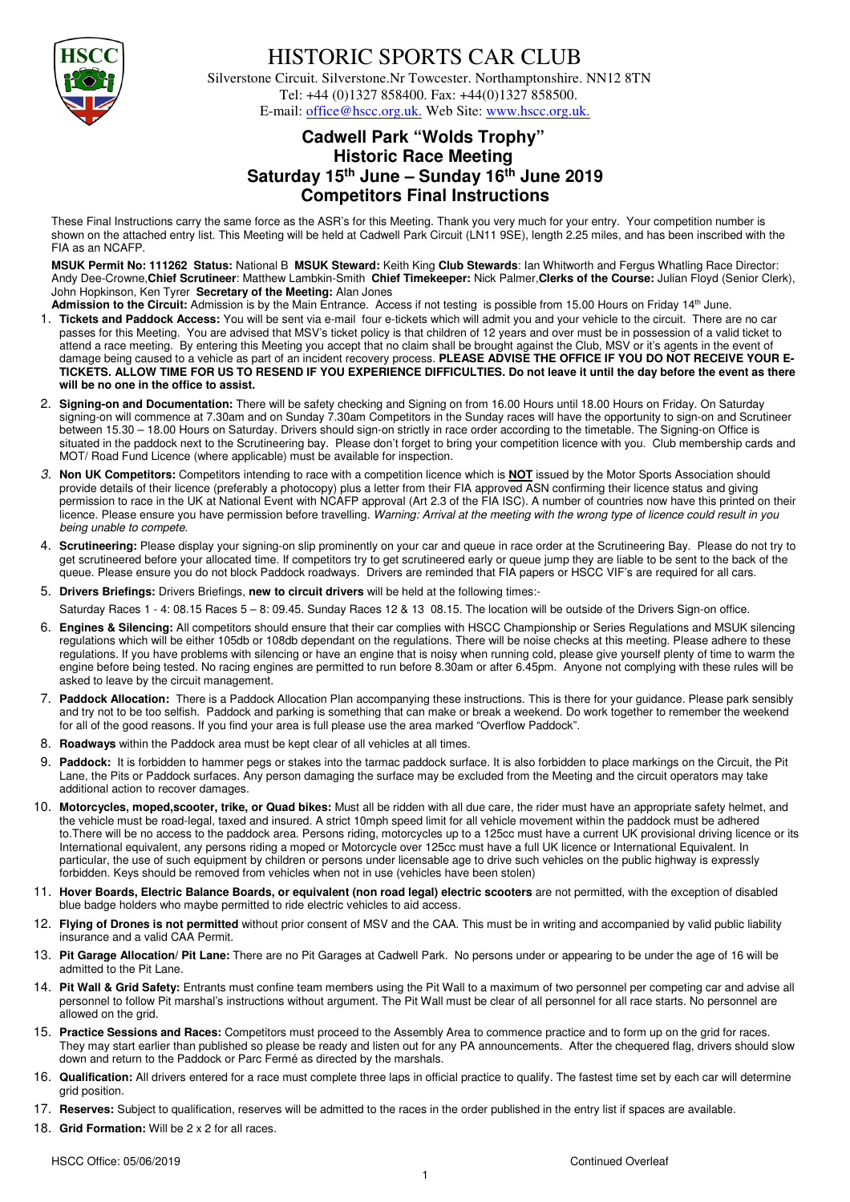# HISTORIC SPORTS CAR CLUB

Silverstone Circuit. Silverstone.Nr Towcester. Northamptonshire. NN12 8TN
Tel: +44 (0)1327 858400. Fax: +44(0)1327 858500.
E-mail: office@hscc.org.uk. Web Site: www.hscc.org.uk.

## Cadwell Park "Wolds Trophy" Historic Race Meeting Saturday 15th June – Sunday 16th June 2019 Competitors Final Instructions

These Final Instructions carry the same force as the ASR's for this Meeting. Thank you very much for your entry. Your competition number is shown on the attached entry list. This Meeting will be held at Cadwell Park Circuit (LN11 9SE), length 2.25 miles, and has been inscribed with the FIA as an NCAFP.

**MSUK Permit No: 111262 Status:** National B **MSUK Steward:** Keith King **Club Stewards**: Ian Whitworth and Fergus Whatling Race Director: Andy Dee-Crowne,**Chief Scrutineer**: Matthew Lambkin-Smith **Chief Timekeeper:** Nick Palmer,**Clerks of the Course:** Julian Floyd (Senior Clerk), John Hopkinson, Ken Tyrer **Secretary of the Meeting:** Alan Jones

**Admission to the Circuit:** Admission is by the Main Entrance. Access if not testing is possible from 15.00 Hours on Friday 14th June.

1. **Tickets and Paddock Access:** You will be sent via e-mail four e-tickets which will admit you and your vehicle to the circuit. There are no car passes for this Meeting. You are advised that MSV's ticket policy is that children of 12 years and over must be in possession of a valid ticket to attend a race meeting. By entering this Meeting you accept that no claim shall be brought against the Club, MSV or it's agents in the event of damage being caused to a vehicle as part of an incident recovery process. **PLEASE ADVISE THE OFFICE IF YOU DO NOT RECEIVE YOUR E-TICKETS. ALLOW TIME FOR US TO RESEND IF YOU EXPERIENCE DIFFICULTIES. Do not leave it until the day before the event as there will be no one in the office to assist.**
2. **Signing-on and Documentation:** There will be safety checking and Signing on from 16.00 Hours until 18.00 Hours on Friday. On Saturday signing-on will commence at 7.30am and on Sunday 7.30am Competitors in the Sunday races will have the opportunity to sign-on and Scrutineer between 15.30 – 18.00 Hours on Saturday. Drivers should sign-on strictly in race order according to the timetable. The Signing-on Office is situated in the paddock next to the Scrutineering bay. Please don't forget to bring your competition licence with you. Club membership cards and MOT/ Road Fund Licence (where applicable) must be available for inspection.
3. **Non UK Competitors:** Competitors intending to race with a competition licence which is **NOT** issued by the Motor Sports Association should provide details of their licence (preferably a photocopy) plus a letter from their FIA approved ASN confirming their licence status and giving permission to race in the UK at National Event with NCAFP approval (Art 2.3 of the FIA ISC). A number of countries now have this printed on their licence. Please ensure you have permission before travelling. *Warning: Arrival at the meeting with the wrong type of licence could result in you being unable to compete.*
4. **Scrutineering:** Please display your signing-on slip prominently on your car and queue in race order at the Scrutineering Bay. Please do not try to get scrutineered before your allocated time. If competitors try to get scrutineered early or queue jump they are liable to be sent to the back of the queue. Please ensure you do not block Paddock roadways. Drivers are reminded that FIA papers or HSCC VIF's are required for all cars.
5. **Drivers Briefings:** Drivers Briefings, **new to circuit drivers** will be held at the following times:-

   Saturday Races 1 - 4: 08.15 Races 5 – 8: 09.45. Sunday Races 12 & 13 08.15. The location will be outside of the Drivers Sign-on office.
6. **Engines & Silencing:** All competitors should ensure that their car complies with HSCC Championship or Series Regulations and MSUK silencing regulations which will be either 105db or 108db dependant on the regulations. There will be noise checks at this meeting. Please adhere to these regulations. If you have problems with silencing or have an engine that is noisy when running cold, please give yourself plenty of time to warm the engine before being tested. No racing engines are permitted to run before 8.30am or after 6.45pm. Anyone not complying with these rules will be asked to leave by the circuit management.
7. **Paddock Allocation:** There is a Paddock Allocation Plan accompanying these instructions. This is there for your guidance. Please park sensibly and try not to be too selfish. Paddock and parking is something that can make or break a weekend. Do work together to remember the weekend for all of the good reasons. If you find your area is full please use the area marked "Overflow Paddock".
8. **Roadways** within the Paddock area must be kept clear of all vehicles at all times.
9. **Paddock:** It is forbidden to hammer pegs or stakes into the tarmac paddock surface. It is also forbidden to place markings on the Circuit, the Pit Lane, the Pits or Paddock surfaces. Any person damaging the surface may be excluded from the Meeting and the circuit operators may take additional action to recover damages.
10. **Motorcycles, moped,scooter, trike, or Quad bikes:** Must all be ridden with all due care, the rider must have an appropriate safety helmet, and the vehicle must be road-legal, taxed and insured. A strict 10mph speed limit for all vehicle movement within the paddock must be adhered to.There will be no access to the paddock area. Persons riding, motorcycles up to a 125cc must have a current UK provisional driving licence or its International equivalent, any persons riding a moped or Motorcycle over 125cc must have a full UK licence or International Equivalent. In particular, the use of such equipment by children or persons under licensable age to drive such vehicles on the public highway is expressly forbidden. Keys should be removed from vehicles when not in use (vehicles have been stolen)
11. **Hover Boards, Electric Balance Boards, or equivalent (non road legal) electric scooters** are not permitted, with the exception of disabled blue badge holders who maybe permitted to ride electric vehicles to aid access.
12. **Flying of Drones is not permitted** without prior consent of MSV and the CAA. This must be in writing and accompanied by valid public liability insurance and a valid CAA Permit.
13. **Pit Garage Allocation/ Pit Lane:** There are no Pit Garages at Cadwell Park. No persons under or appearing to be under the age of 16 will be admitted to the Pit Lane.
14. **Pit Wall & Grid Safety:** Entrants must confine team members using the Pit Wall to a maximum of two personnel per competing car and advise all personnel to follow Pit marshal's instructions without argument. The Pit Wall must be clear of all personnel for all race starts. No personnel are allowed on the grid.
15. **Practice Sessions and Races:** Competitors must proceed to the Assembly Area to commence practice and to form up on the grid for races. They may start earlier than published so please be ready and listen out for any PA announcements. After the chequered flag, drivers should slow down and return to the Paddock or Parc Fermé as directed by the marshals.
16. **Qualification:** All drivers entered for a race must complete three laps in official practice to qualify. The fastest time set by each car will determine grid position.
17. **Reserves:** Subject to qualification, reserves will be admitted to the races in the order published in the entry list if spaces are available.
18. **Grid Formation:** Will be 2 x 2 for all races.

HSCC Office: 05/06/2019 Continued Overleaf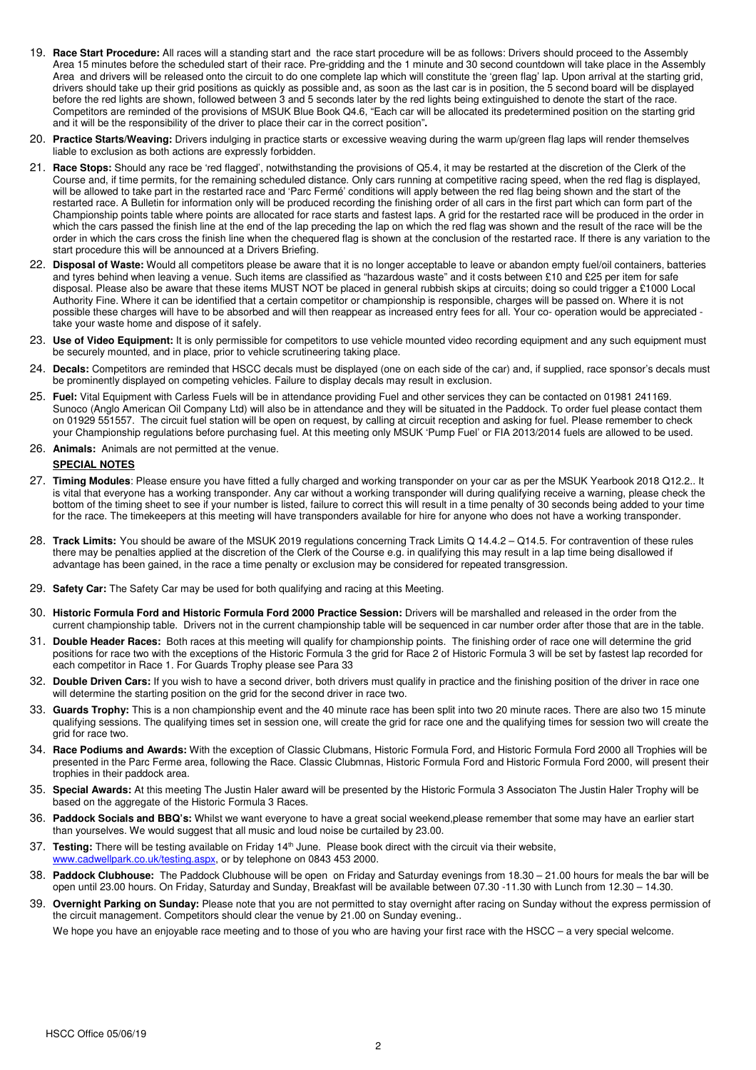19. **Race Start Procedure:** All races will a standing start and the race start procedure will be as follows: Drivers should proceed to the Assembly Area 15 minutes before the scheduled start of their race. Pre-gridding and the 1 minute and 30 second countdown will take place in the Assembly Area and drivers will be released onto the circuit to do one complete lap which will constitute the 'green flag' lap. Upon arrival at the starting grid, drivers should take up their grid positions as quickly as possible and, as soon as the last car is in position, the 5 second board will be displayed before the red lights are shown, followed between 3 and 5 seconds later by the red lights being extinguished to denote the start of the race. Competitors are reminded of the provisions of MSUK Blue Book Q4.6, "Each car will be allocated its predetermined position on the starting grid and it will be the responsibility of the driver to place their car in the correct position"**.**

20. **Practice Starts/Weaving:** Drivers indulging in practice starts or excessive weaving during the warm up/green flag laps will render themselves liable to exclusion as both actions are expressly forbidden.

21. **Race Stops:** Should any race be 'red flagged', notwithstanding the provisions of Q5.4, it may be restarted at the discretion of the Clerk of the Course and, if time permits, for the remaining scheduled distance. Only cars running at competitive racing speed, when the red flag is displayed, will be allowed to take part in the restarted race and 'Parc Fermé' conditions will apply between the red flag being shown and the start of the restarted race. A Bulletin for information only will be produced recording the finishing order of all cars in the first part which can form part of the Championship points table where points are allocated for race starts and fastest laps. A grid for the restarted race will be produced in the order in which the cars passed the finish line at the end of the lap preceding the lap on which the red flag was shown and the result of the race will be the order in which the cars cross the finish line when the chequered flag is shown at the conclusion of the restarted race. If there is any variation to the start procedure this will be announced at a Drivers Briefing.

22. **Disposal of Waste:** Would all competitors please be aware that it is no longer acceptable to leave or abandon empty fuel/oil containers, batteries and tyres behind when leaving a venue. Such items are classified as "hazardous waste" and it costs between £10 and £25 per item for safe disposal. Please also be aware that these items MUST NOT be placed in general rubbish skips at circuits; doing so could trigger a £1000 Local Authority Fine. Where it can be identified that a certain competitor or championship is responsible, charges will be passed on. Where it is not possible these charges will have to be absorbed and will then reappear as increased entry fees for all. Your co- operation would be appreciated - take your waste home and dispose of it safely.

23. **Use of Video Equipment:** It is only permissible for competitors to use vehicle mounted video recording equipment and any such equipment must be securely mounted, and in place, prior to vehicle scrutineering taking place.

24. **Decals:** Competitors are reminded that HSCC decals must be displayed (one on each side of the car) and, if supplied, race sponsor's decals must be prominently displayed on competing vehicles. Failure to display decals may result in exclusion.

25. **Fuel:** Vital Equipment with Carless Fuels will be in attendance providing Fuel and other services they can be contacted on 01981 241169. Sunoco (Anglo American Oil Company Ltd) will also be in attendance and they will be situated in the Paddock. To order fuel please contact them on 01929 551557. The circuit fuel station will be open on request, by calling at circuit reception and asking for fuel. Please remember to check your Championship regulations before purchasing fuel. At this meeting only MSUK 'Pump Fuel' or FIA 2013/2014 fuels are allowed to be used.

26. **Animals:** Animals are not permitted at the venue.

**SPECIAL NOTES**

27. **Timing Modules**: Please ensure you have fitted a fully charged and working transponder on your car as per the MSUK Yearbook 2018 Q12.2.. It is vital that everyone has a working transponder. Any car without a working transponder will during qualifying receive a warning, please check the bottom of the timing sheet to see if your number is listed, failure to correct this will result in a time penalty of 30 seconds being added to your time for the race. The timekeepers at this meeting will have transponders available for hire for anyone who does not have a working transponder.

28. **Track Limits:** You should be aware of the MSUK 2019 regulations concerning Track Limits Q 14.4.2 – Q14.5. For contravention of these rules there may be penalties applied at the discretion of the Clerk of the Course e.g. in qualifying this may result in a lap time being disallowed if advantage has been gained, in the race a time penalty or exclusion may be considered for repeated transgression.

29. **Safety Car:** The Safety Car may be used for both qualifying and racing at this Meeting.

30. **Historic Formula Ford and Historic Formula Ford 2000 Practice Session:** Drivers will be marshalled and released in the order from the current championship table. Drivers not in the current championship table will be sequenced in car number order after those that are in the table.

31. **Double Header Races:** Both races at this meeting will qualify for championship points. The finishing order of race one will determine the grid positions for race two with the exceptions of the Historic Formula 3 the grid for Race 2 of Historic Formula 3 will be set by fastest lap recorded for each competitor in Race 1. For Guards Trophy please see Para 33

32. **Double Driven Cars:** If you wish to have a second driver, both drivers must qualify in practice and the finishing position of the driver in race one will determine the starting position on the grid for the second driver in race two.

33. **Guards Trophy:** This is a non championship event and the 40 minute race has been split into two 20 minute races. There are also two 15 minute qualifying sessions. The qualifying times set in session one, will create the grid for race one and the qualifying times for session two will create the grid for race two.

34. **Race Podiums and Awards:** With the exception of Classic Clubmans, Historic Formula Ford, and Historic Formula Ford 2000 all Trophies will be presented in the Parc Ferme area, following the Race. Classic Clubmnas, Historic Formula Ford and Historic Formula Ford 2000, will present their trophies in their paddock area.

35. **Special Awards:** At this meeting The Justin Haler award will be presented by the Historic Formula 3 Associaton The Justin Haler Trophy will be based on the aggregate of the Historic Formula 3 Races.

36. **Paddock Socials and BBQ's:** Whilst we want everyone to have a great social weekend,please remember that some may have an earlier start than yourselves. We would suggest that all music and loud noise be curtailed by 23.00.

37. **Testing:** There will be testing available on Friday 14th June. Please book direct with the circuit via their website, www.cadwellpark.co.uk/testing.aspx, or by telephone on 0843 453 2000.

38. **Paddock Clubhouse:** The Paddock Clubhouse will be open on Friday and Saturday evenings from 18.30 – 21.00 hours for meals the bar will be open until 23.00 hours. On Friday, Saturday and Sunday, Breakfast will be available between 07.30 -11.30 with Lunch from 12.30 – 14.30.

39. **Overnight Parking on Sunday:** Please note that you are not permitted to stay overnight after racing on Sunday without the express permission of the circuit management. Competitors should clear the venue by 21.00 on Sunday evening..

We hope you have an enjoyable race meeting and to those of you who are having your first race with the HSCC – a very special welcome.

HSCC Office 05/06/19